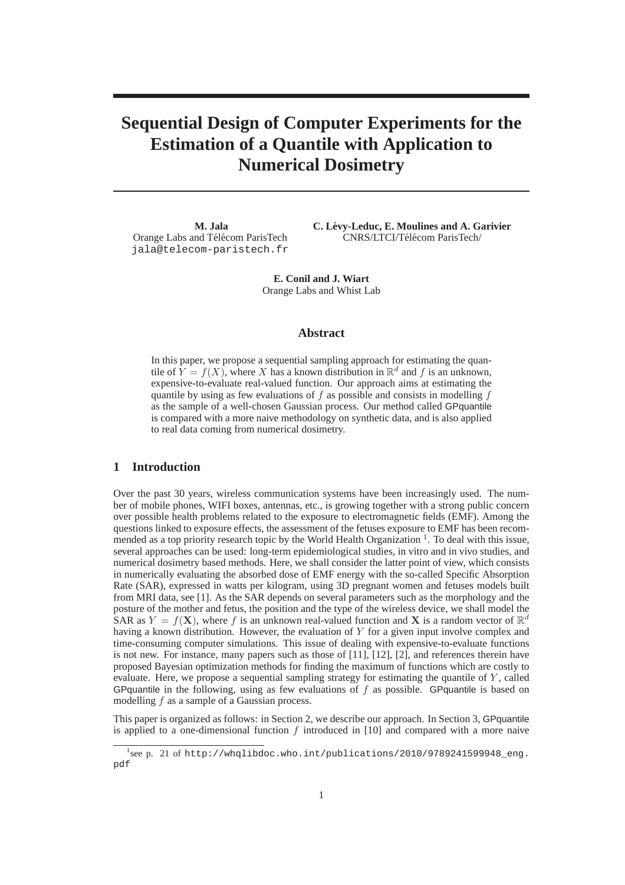# Sequential Design of Computer Experiments for the Estimation of a Quantile with Application to Numerical Dosimetry

**M. Jala**
Orange Labs and Télécom ParisTech
jala@telecom-paristech.fr

**C. Lévy-Leduc, E. Moulines and A. Garivier**
CNRS/LTCI/Télécom ParisTech/

**E. Conil and J. Wiart**
Orange Labs and Whist Lab

## Abstract

In this paper, we propose a sequential sampling approach for estimating the quantile of $Y = f(X)$, where $X$ has a known distribution in $\mathbb{R}^d$ and $f$ is an unknown, expensive-to-evaluate real-valued function. Our approach aims at estimating the quantile by using as few evaluations of $f$ as possible and consists in modelling $f$ as the sample of a well-chosen Gaussian process. Our method called GPquantile is compared with a more naive methodology on synthetic data, and is also applied to real data coming from numerical dosimetry.

## 1 Introduction

Over the past 30 years, wireless communication systems have been increasingly used. The number of mobile phones, WIFI boxes, antennas, etc., is growing together with a strong public concern over possible health problems related to the exposure to electromagnetic fields (EMF). Among the questions linked to exposure effects, the assessment of the fetuses exposure to EMF has been recommended as a top priority research topic by the World Health Organization [1]. To deal with this issue, several approaches can be used: long-term epidemiological studies, in vitro and in vivo studies, and numerical dosimetry based methods. Here, we shall consider the latter point of view, which consists in numerically evaluating the absorbed dose of EMF energy with the so-called Specific Absorption Rate (SAR), expressed in watts per kilogram, using 3D pregnant women and fetuses models built from MRI data, see [1]. As the SAR depends on several parameters such as the morphology and the posture of the mother and fetus, the position and the type of the wireless device, we shall model the SAR as $Y = f(\mathbf{X})$, where $f$ is an unknown real-valued function and $\mathbf{X}$ is a random vector of $\mathbb{R}^d$ having a known distribution. However, the evaluation of $Y$ for a given input involve complex and time-consuming computer simulations. This issue of dealing with expensive-to-evaluate functions is not new. For instance, many papers such as those of [11], [12], [2], and references therein have proposed Bayesian optimization methods for finding the maximum of functions which are costly to evaluate. Here, we propose a sequential sampling strategy for estimating the quantile of $Y$, called GPquantile in the following, using as few evaluations of $f$ as possible. GPquantile is based on modelling $f$ as a sample of a Gaussian process.

This paper is organized as follows: in Section 2, we describe our approach. In Section 3, GPquantile is applied to a one-dimensional function $f$ introduced in [10] and compared with a more naive

[1] see p. 21 of http://whqlibdoc.who.int/publications/2010/9789241599948_eng.pdf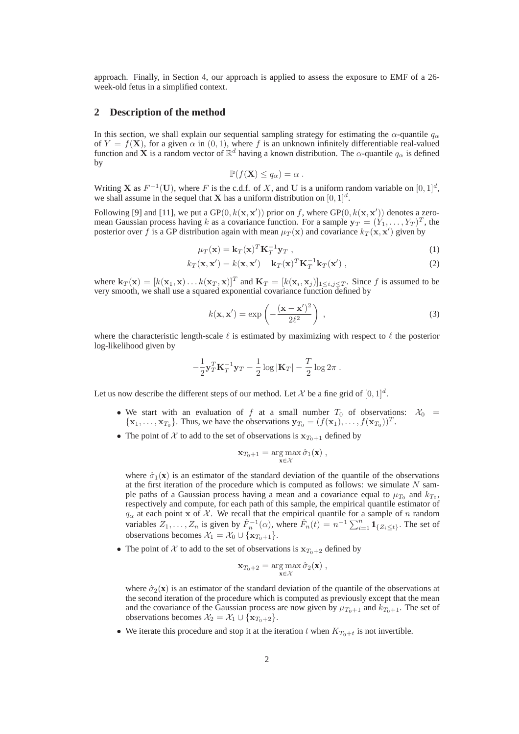approach. Finally, in Section 4, our approach is applied to assess the exposure to EMF of a 26-week-old fetus in a simplified context.

## 2 Description of the method

In this section, we shall explain our sequential sampling strategy for estimating the $\alpha$-quantile $q_\alpha$ of $Y = f(\mathbf{X})$, for a given $\alpha$ in $(0,1)$, where $f$ is an unknown infinitely differentiable real-valued function and $\mathbf{X}$ is a random vector of $\mathbb{R}^d$ having a known distribution. The $\alpha$-quantile $q_\alpha$ is defined by

$$\mathbb{P}(f(\mathbf{X}) \leq q_\alpha) = \alpha \ .$$

Writing $\mathbf{X}$ as $F^{-1}(\mathbf{U})$, where $F$ is the c.d.f. of $X$, and $\mathbf{U}$ is a uniform random variable on $[0,1]^d$, we shall assume in the sequel that $\mathbf{X}$ has a uniform distribution on $[0,1]^d$.

Following [9] and [11], we put a $\mathrm{GP}(0, k(\mathbf{x}, \mathbf{x}'))$ prior on $f$, where $\mathrm{GP}(0, k(\mathbf{x}, \mathbf{x}'))$ denotes a zero-mean Gaussian process having $k$ as a covariance function. For a sample $\mathbf{y}_T = (Y_1, \dots, Y_T)^T$, the posterior over $f$ is a GP distribution again with mean $\mu_T(\mathbf{x})$ and covariance $k_T(\mathbf{x}, \mathbf{x}')$ given by

$$\mu_T(\mathbf{x}) = \mathbf{k}_T(\mathbf{x})^T \mathbf{K}_T^{-1} \mathbf{y}_T \ , \tag{1}$$

$$k_T(\mathbf{x}, \mathbf{x}') = k(\mathbf{x}, \mathbf{x}') - \mathbf{k}_T(\mathbf{x})^T \mathbf{K}_T^{-1} \mathbf{k}_T(\mathbf{x}') \ , \tag{2}$$

where $\mathbf{k}_T(\mathbf{x}) = [k(\mathbf{x}_1, \mathbf{x}) \dots k(\mathbf{x}_T, \mathbf{x})]^T$ and $\mathbf{K}_T = [k(\mathbf{x}_i, \mathbf{x}_j)]_{1 \leq i,j \leq T}$. Since $f$ is assumed to be very smooth, we shall use a squared exponential covariance function defined by

$$k(\mathbf{x}, \mathbf{x}') = \exp\left( -\frac{(\mathbf{x} - \mathbf{x}')^2}{2\ell^2} \right) \ , \tag{3}$$

where the characteristic length-scale $\ell$ is estimated by maximizing with respect to $\ell$ the posterior log-likelihood given by

$$-\frac{1}{2} \mathbf{y}_T^T \mathbf{K}_T^{-1} \mathbf{y}_T - \frac{1}{2} \log |\mathbf{K}_T| - \frac{T}{2} \log 2\pi \ .$$

Let us now describe the different steps of our method. Let $\mathcal{X}$ be a fine grid of $[0,1]^d$.

- We start with an evaluation of $f$ at a small number $T_0$ of observations: $\mathcal{X}_0 = \{\mathbf{x}_1, \dots, \mathbf{x}_{T_0}\}$. Thus, we have the observations $\mathbf{y}_{T_0} = (f(\mathbf{x}_1), \dots, f(\mathbf{x}_{T_0}))^T$.
- The point of $\mathcal{X}$ to add to the set of observations is $\mathbf{x}_{T_0+1}$ defined by

  $$\mathbf{x}_{T_0+1} = \arg\max_{\mathbf{x} \in \mathcal{X}} \hat{\sigma}_1(\mathbf{x}) \ ,$$

  where $\hat{\sigma}_1(\mathbf{x})$ is an estimator of the standard deviation of the quantile of the observations at the first iteration of the procedure which is computed as follows: we simulate $N$ sample paths of a Gaussian process having a mean and a covariance equal to $\mu_{T_0}$ and $k_{T_0}$, respectively and compute, for each path of this sample, the empirical quantile estimator of $q_\alpha$ at each point $\mathbf{x}$ of $\mathcal{X}$. We recall that the empirical quantile for a sample of $n$ random variables $Z_1, \dots, Z_n$ is given by $\hat{F}_n^{-1}(\alpha)$, where $\hat{F}_n(t) = n^{-1} \sum_{i=1}^n \mathbf{1}_{\{Z_i \leq t\}}$. The set of observations becomes $\mathcal{X}_1 = \mathcal{X}_0 \cup \{\mathbf{x}_{T_0+1}\}$.
- The point of $\mathcal{X}$ to add to the set of observations is $\mathbf{x}_{T_0+2}$ defined by

  $$\mathbf{x}_{T_0+2} = \arg\max_{\mathbf{x} \in \mathcal{X}} \hat{\sigma}_2(\mathbf{x}) \ ,$$

  where $\hat{\sigma}_2(\mathbf{x})$ is an estimator of the standard deviation of the quantile of the observations at the second iteration of the procedure which is computed as previously except that the mean and the covariance of the Gaussian process are now given by $\mu_{T_0+1}$ and $k_{T_0+1}$. The set of observations becomes $\mathcal{X}_2 = \mathcal{X}_1 \cup \{\mathbf{x}_{T_0+2}\}$.
- We iterate this procedure and stop it at the iteration $t$ when $K_{T_0+t}$ is not invertible.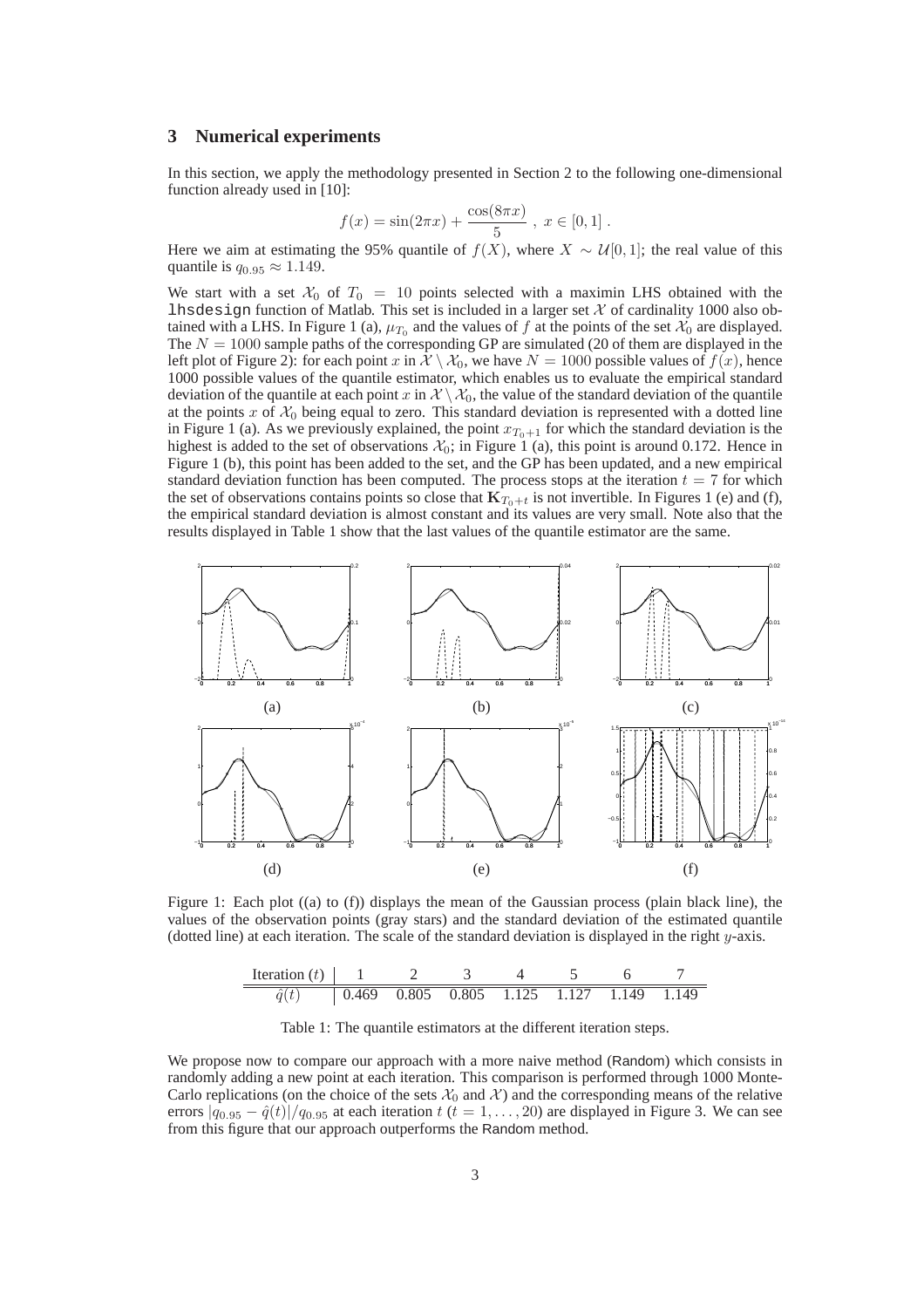## 3 Numerical experiments

In this section, we apply the methodology presented in Section 2 to the following one-dimensional function already used in [10]:

$$f(x) = \sin(2\pi x) + \frac{\cos(8\pi x)}{5}\ ,\ x \in [0,1]\ .$$

Here we aim at estimating the 95% quantile of $f(X)$, where $X \sim \mathcal{U}[0,1]$; the real value of this quantile is $q_{0.95} \approx 1.149$.

We start with a set $\mathcal{X}_0$ of $T_0 = 10$ points selected with a maximin LHS obtained with the `lhsdesign` function of Matlab. This set is included in a larger set $\mathcal{X}$ of cardinality 1000 also obtained with a LHS. In Figure 1 (a), $\mu_{T_0}$ and the values of $f$ at the points of the set $\mathcal{X}_0$ are displayed. The $N = 1000$ sample paths of the corresponding GP are simulated (20 of them are displayed in the left plot of Figure 2): for each point $x$ in $\mathcal{X} \setminus \mathcal{X}_0$, we have $N = 1000$ possible values of $f(x)$, hence 1000 possible values of the quantile estimator, which enables us to evaluate the empirical standard deviation of the quantile at each point $x$ in $\mathcal{X} \setminus \mathcal{X}_0$, the value of the standard deviation of the quantile at the points $x$ of $\mathcal{X}_0$ being equal to zero. This standard deviation is represented with a dotted line in Figure 1 (a). As we previously explained, the point $x_{T_0+1}$ for which the standard deviation is the highest is added to the set of observations $\mathcal{X}_0$; in Figure 1 (a), this point is around 0.172. Hence in Figure 1 (b), this point has been added to the set, and the GP has been updated, and a new empirical standard deviation function has been computed. The process stops at the iteration $t = 7$ for which the set of observations contains points so close that $\mathbf{K}_{T_0+t}$ is not invertible. In Figures 1 (e) and (f), the empirical standard deviation is almost constant and its values are very small. Note also that the results displayed in Table 1 show that the last values of the quantile estimator are the same.

Figure 1: Each plot ((a) to (f)) displays the mean of the Gaussian process (plain black line), the values of the observation points (gray stars) and the standard deviation of the estimated quantile (dotted line) at each iteration. The scale of the standard deviation is displayed in the right $y$-axis.

| Iteration ($t$) | 1 | 2 | 3 | 4 | 5 | 6 | 7 |
|---|---|---|---|---|---|---|---|
| $\hat{q}(t)$ | 0.469 | 0.805 | 0.805 | 1.125 | 1.127 | 1.149 | 1.149 |

Table 1: The quantile estimators at the different iteration steps.

We propose now to compare our approach with a more naive method (Random) which consists in randomly adding a new point at each iteration. This comparison is performed through 1000 Monte-Carlo replications (on the choice of the sets $\mathcal{X}_0$ and $\mathcal{X}$) and the corresponding means of the relative errors $|q_{0.95} - \hat{q}(t)|/q_{0.95}$ at each iteration $t$ ($t = 1, \ldots, 20$) are displayed in Figure 3. We can see from this figure that our approach outperforms the Random method.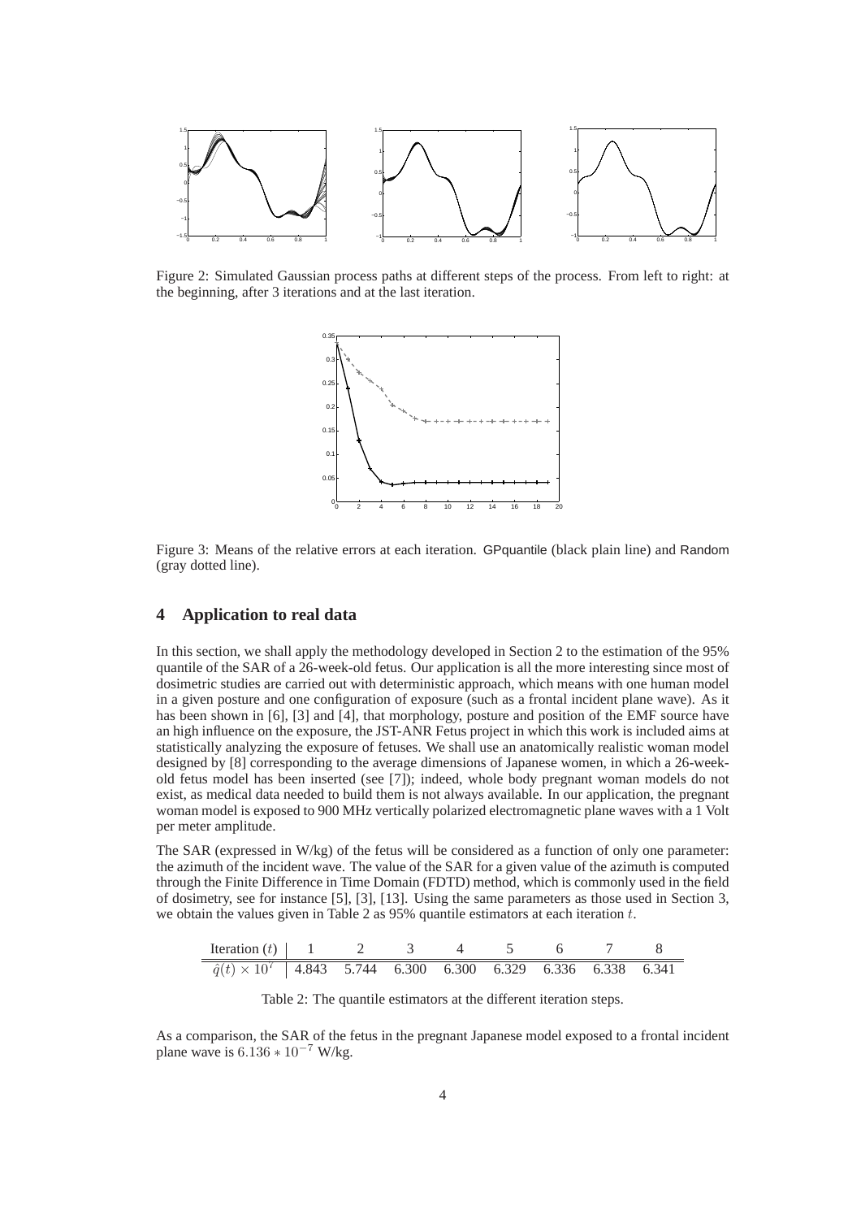Figure 2: Simulated Gaussian process paths at different steps of the process. From left to right: at the beginning, after 3 iterations and at the last iteration.

Figure 3: Means of the relative errors at each iteration. GPquantile (black plain line) and Random (gray dotted line).

## 4 Application to real data

In this section, we shall apply the methodology developed in Section 2 to the estimation of the 95% quantile of the SAR of a 26-week-old fetus. Our application is all the more interesting since most of dosimetric studies are carried out with deterministic approach, which means with one human model in a given posture and one configuration of exposure (such as a frontal incident plane wave). As it has been shown in [6], [3] and [4], that morphology, posture and position of the EMF source have an high influence on the exposure, the JST-ANR Fetus project in which this work is included aims at statistically analyzing the exposure of fetuses. We shall use an anatomically realistic woman model designed by [8] corresponding to the average dimensions of Japanese women, in which a 26-week-old fetus model has been inserted (see [7]); indeed, whole body pregnant woman models do not exist, as medical data needed to build them is not always available. In our application, the pregnant woman model is exposed to 900 MHz vertically polarized electromagnetic plane waves with a 1 Volt per meter amplitude.

The SAR (expressed in W/kg) of the fetus will be considered as a function of only one parameter: the azimuth of the incident wave. The value of the SAR for a given value of the azimuth is computed through the Finite Difference in Time Domain (FDTD) method, which is commonly used in the field of dosimetry, see for instance [5], [3], [13]. Using the same parameters as those used in Section 3, we obtain the values given in Table 2 as 95% quantile estimators at each iteration $t$.

| Iteration ($t$) | 1 | 2 | 3 | 4 | 5 | 6 | 7 | 8 |
|---|---|---|---|---|---|---|---|---|
| $\hat{q}(t) \times 10^7$ | 4.843 | 5.744 | 6.300 | 6.300 | 6.329 | 6.336 | 6.338 | 6.341 |

Table 2: The quantile estimators at the different iteration steps.

As a comparison, the SAR of the fetus in the pregnant Japanese model exposed to a frontal incident plane wave is $6.136 * 10^{-7}$ W/kg.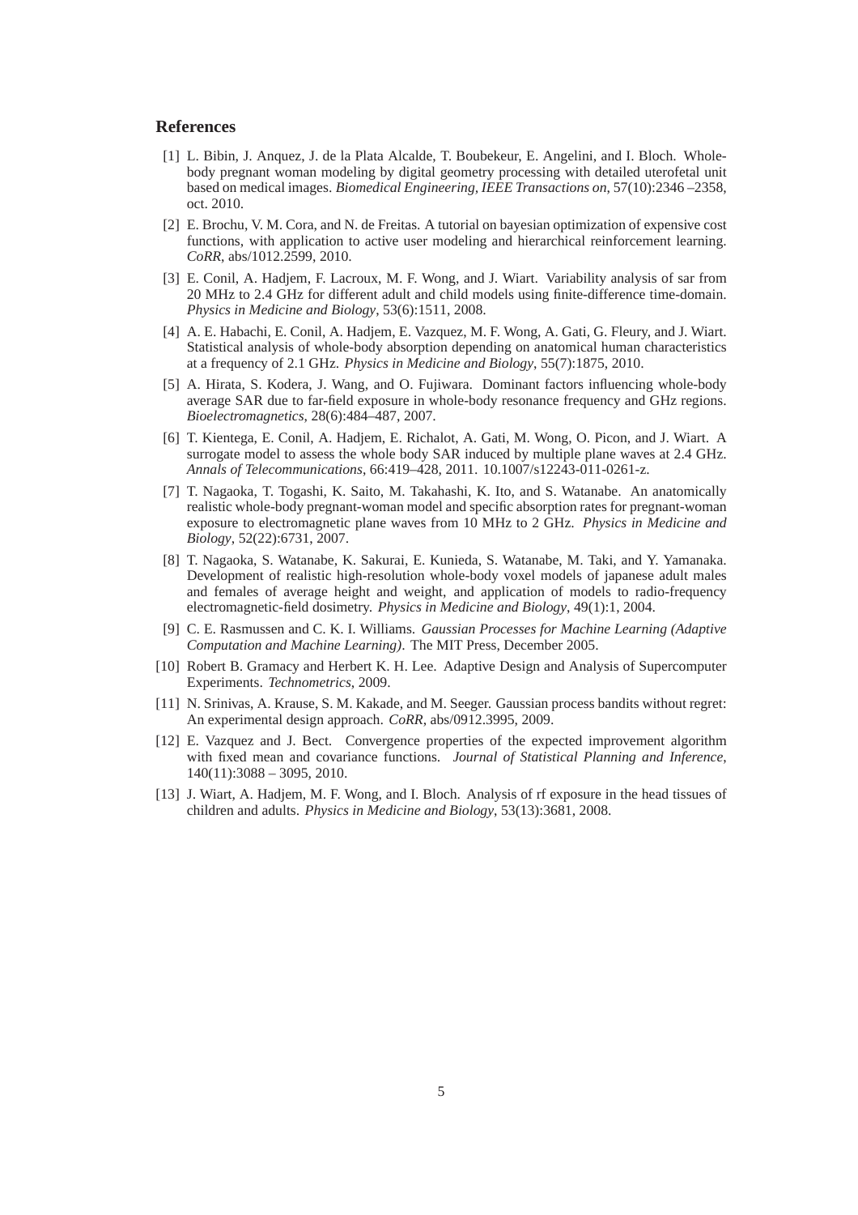## References

[1] L. Bibin, J. Anquez, J. de la Plata Alcalde, T. Boubekeur, E. Angelini, and I. Bloch. Whole-body pregnant woman modeling by digital geometry processing with detailed uterofetal unit based on medical images. *Biomedical Engineering, IEEE Transactions on*, 57(10):2346 –2358, oct. 2010.

[2] E. Brochu, V. M. Cora, and N. de Freitas. A tutorial on bayesian optimization of expensive cost functions, with application to active user modeling and hierarchical reinforcement learning. *CoRR*, abs/1012.2599, 2010.

[3] E. Conil, A. Hadjem, F. Lacroux, M. F. Wong, and J. Wiart. Variability analysis of sar from 20 MHz to 2.4 GHz for different adult and child models using finite-difference time-domain. *Physics in Medicine and Biology*, 53(6):1511, 2008.

[4] A. E. Habachi, E. Conil, A. Hadjem, E. Vazquez, M. F. Wong, A. Gati, G. Fleury, and J. Wiart. Statistical analysis of whole-body absorption depending on anatomical human characteristics at a frequency of 2.1 GHz. *Physics in Medicine and Biology*, 55(7):1875, 2010.

[5] A. Hirata, S. Kodera, J. Wang, and O. Fujiwara. Dominant factors influencing whole-body average SAR due to far-field exposure in whole-body resonance frequency and GHz regions. *Bioelectromagnetics*, 28(6):484–487, 2007.

[6] T. Kientega, E. Conil, A. Hadjem, E. Richalot, A. Gati, M. Wong, O. Picon, and J. Wiart. A surrogate model to assess the whole body SAR induced by multiple plane waves at 2.4 GHz. *Annals of Telecommunications*, 66:419–428, 2011. 10.1007/s12243-011-0261-z.

[7] T. Nagaoka, T. Togashi, K. Saito, M. Takahashi, K. Ito, and S. Watanabe. An anatomically realistic whole-body pregnant-woman model and specific absorption rates for pregnant-woman exposure to electromagnetic plane waves from 10 MHz to 2 GHz. *Physics in Medicine and Biology*, 52(22):6731, 2007.

[8] T. Nagaoka, S. Watanabe, K. Sakurai, E. Kunieda, S. Watanabe, M. Taki, and Y. Yamanaka. Development of realistic high-resolution whole-body voxel models of japanese adult males and females of average height and weight, and application of models to radio-frequency electromagnetic-field dosimetry. *Physics in Medicine and Biology*, 49(1):1, 2004.

[9] C. E. Rasmussen and C. K. I. Williams. *Gaussian Processes for Machine Learning (Adaptive Computation and Machine Learning)*. The MIT Press, December 2005.

[10] Robert B. Gramacy and Herbert K. H. Lee. Adaptive Design and Analysis of Supercomputer Experiments. *Technometrics*, 2009.

[11] N. Srinivas, A. Krause, S. M. Kakade, and M. Seeger. Gaussian process bandits without regret: An experimental design approach. *CoRR*, abs/0912.3995, 2009.

[12] E. Vazquez and J. Bect. Convergence properties of the expected improvement algorithm with fixed mean and covariance functions. *Journal of Statistical Planning and Inference*, 140(11):3088 – 3095, 2010.

[13] J. Wiart, A. Hadjem, M. F. Wong, and I. Bloch. Analysis of rf exposure in the head tissues of children and adults. *Physics in Medicine and Biology*, 53(13):3681, 2008.